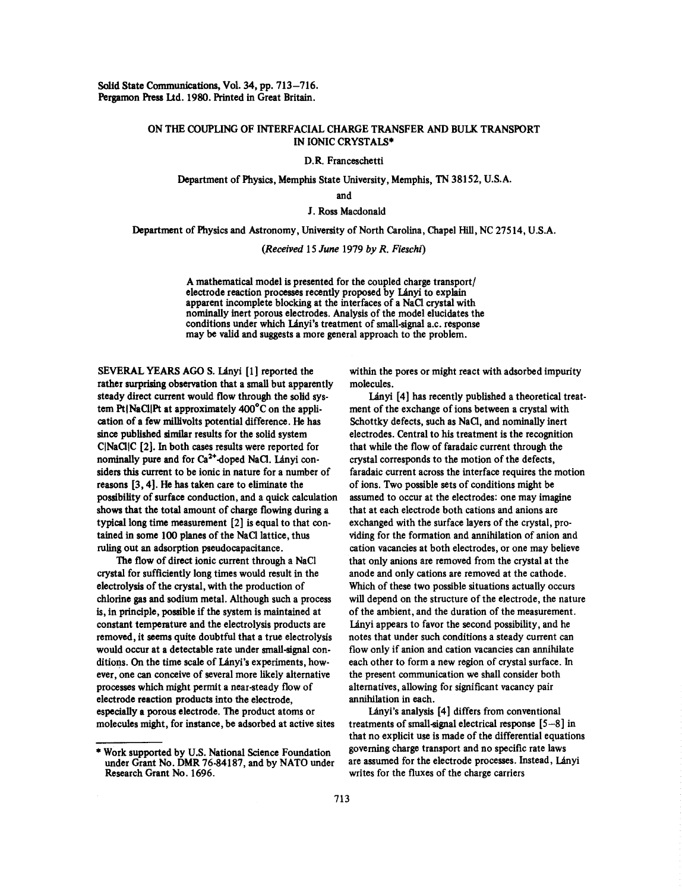# ON THE COUPLING OF INTERFACIAL CHARGE TRANSFER AND BULK TRANSPORT IN IONIC CRYSTALS*

D.R. Franceschetti

Department of Physics, Memphis State University, Memphis, TN 38152, U.S.A.

and

J. Ross Macdonald

Department of Physics and Astronomy, University of North Carolina, Chapel Hill, NC 27514, U.S.A.

*(Received 15 June 1979 by R. Fieschi)*

A mathematical model is presented for the coupled charge transport/electrode reaction processes recently proposed by Lányi to explain apparent incomplete blocking at the interfaces of a NaCl crystal with nominally inert porous electrodes. Analysis of the model elucidates the conditions under which Lányi's treatment of small-signal a.c. response may be valid and suggests a more general approach to the problem.

SEVERAL YEARS AGO S. Lányi [1] reported the rather surprising observation that a small but apparently steady direct current would flow through the solid system Pt|NaCl|Pt at approximately 400°C on the application of a few millivolts potential difference. He has since published similar results for the solid system C|NaCl|C [2]. In both cases results were reported for nominally pure and for $Ca^{2+}$-doped NaCl. Lányi considers this current to be ionic in nature for a number of reasons [3, 4]. He has taken care to eliminate the possibility of surface conduction, and a quick calculation shows that the total amount of charge flowing during a typical long time measurement [2] is equal to that contained in some 100 planes of the NaCl lattice, thus ruling out an adsorption pseudocapacitance.

The flow of direct ionic current through a NaCl crystal for sufficiently long times would result in the electrolysis of the crystal, with the production of chlorine gas and sodium metal. Although such a process is, in principle, possible if the system is maintained at constant temperature and the electrolysis products are removed, it seems quite doubtful that a true electrolysis would occur at a detectable rate under small-signal conditions. On the time scale of Lányi's experiments, however, one can conceive of several more likely alternative processes which might permit a near-steady flow of electrode reaction products into the electrode, especially a porous electrode. The product atoms or molecules might, for instance, be adsorbed at active sites within the pores or might react with adsorbed impurity molecules.

Lányi [4] has recently published a theoretical treatment of the exchange of ions between a crystal with Schottky defects, such as NaCl, and nominally inert electrodes. Central to his treatment is the recognition that while the flow of faradaic current through the crystal corresponds to the motion of the defects, faradaic current across the interface requires the motion of ions. Two possible sets of conditions might be assumed to occur at the electrodes: one may imagine that at each electrode both cations and anions are exchanged with the surface layers of the crystal, providing for the formation and annihilation of anion and cation vacancies at both electrodes, or one may believe that only anions are removed from the crystal at the anode and only cations are removed at the cathode. Which of these two possible situations actually occurs will depend on the structure of the electrode, the nature of the ambient, and the duration of the measurement. Lányi appears to favor the second possibility, and he notes that under such conditions a steady current can flow only if anion and cation vacancies can annihilate each other to form a new region of crystal surface. In the present communication we shall consider both alternatives, allowing for significant vacancy pair annihilation in each.

Lányi's analysis [4] differs from conventional treatments of small-signal electrical response [5–8] in that no explicit use is made of the differential equations governing charge transport and no specific rate laws are assumed for the electrode processes. Instead, Lányi writes for the fluxes of the charge carriers

\* Work supported by U.S. National Science Foundation under Grant No. DMR 76-84187, and by NATO under Research Grant No. 1696.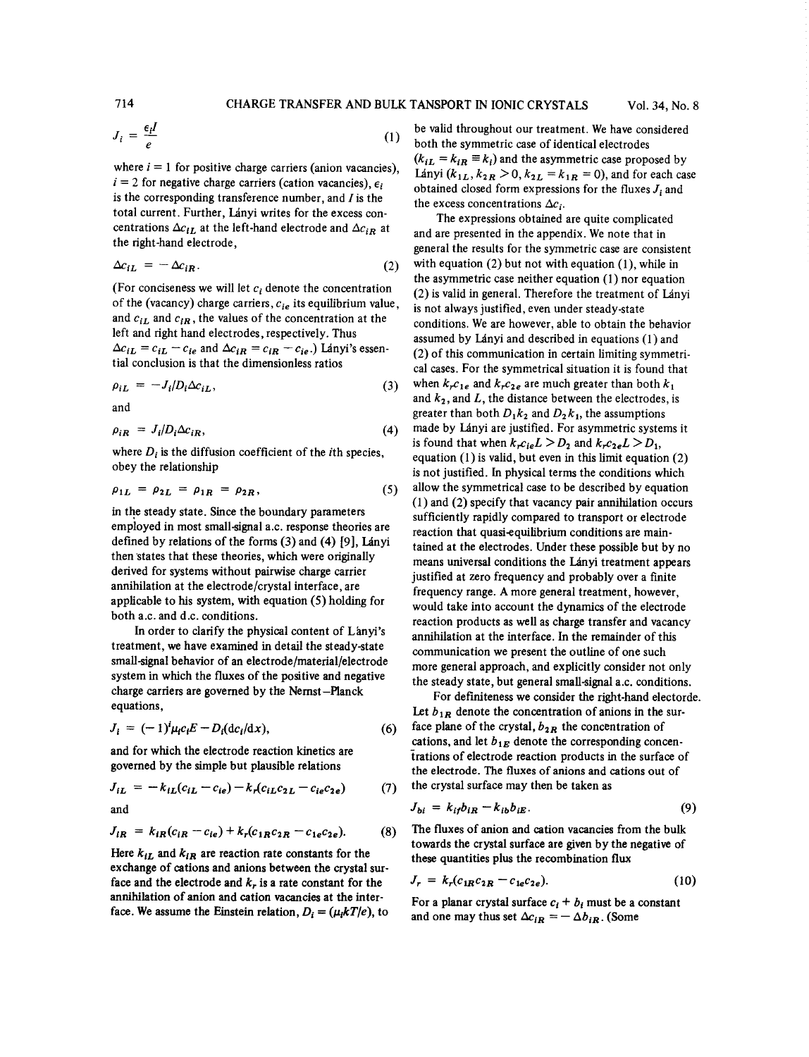$$J_i = \frac{\epsilon_i I}{e} \tag{1}$$

where $i = 1$ for positive charge carriers (anion vacancies), $i = 2$ for negative charge carriers (cation vacancies), $\epsilon_i$ is the corresponding transference number, and $I$ is the total current. Further, Lányi writes for the excess concentrations $\Delta c_{iL}$ at the left-hand electrode and $\Delta c_{iR}$ at the right-hand electrode,

$$\Delta c_{iL} = -\Delta c_{iR}. \tag{2}$$

(For conciseness we will let $c_i$ denote the concentration of the (vacancy) charge carriers, $c_{ie}$ its equilibrium value, and $c_{iL}$ and $c_{iR}$, the values of the concentration at the left and right hand electrodes, respectively. Thus $\Delta c_{iL} = c_{iL} - c_{ie}$ and $\Delta c_{iR} = c_{iR} - c_{ie}$.) Lányi's essential conclusion is that the dimensionless ratios

$$\rho_{iL} = -J_i l / D_i \Delta c_{iL}, \tag{3}$$

and

$$\rho_{iR} = J_i l / D_i \Delta c_{iR}, \tag{4}$$

where $D_i$ is the diffusion coefficient of the $i$th species, obey the relationship

$$\rho_{1L} = \rho_{2L} = \rho_{1R} = \rho_{2R}, \tag{5}$$

in the steady state. Since the boundary parameters employed in most small-signal a.c. response theories are defined by relations of the forms (3) and (4) [9], Lányi then states that these theories, which were originally derived for systems without pairwise charge carrier annihilation at the electrode/crystal interface, are applicable to his system, with equation (5) holding for both a.c. and d.c. conditions.

In order to clarify the physical content of Lányi's treatment, we have examined in detail the steady-state small-signal behavior of an electrode/material/electrode system in which the fluxes of the positive and negative charge carriers are governed by the Nernst–Planck equations,

$$J_i = (-1)^i \mu_i c_i E - D_i (\mathrm{d}c_i/\mathrm{d}x), \tag{6}$$

and for which the electrode reaction kinetics are governed by the simple but plausible relations

$$J_{iL} = -k_{iL}(c_{iL} - c_{ie}) - k_r(c_{iL}c_{2L} - c_{ie}c_{2e}) \tag{7}$$

and

$$J_{iR} = k_{iR}(c_{iR} - c_{ie}) + k_r(c_{1R}c_{2R} - c_{1e}c_{2e}). \tag{8}$$

Here $k_{iL}$ and $k_{iR}$ are reaction rate constants for the exchange of cations and anions between the crystal surface and the electrode and $k_r$ is a rate constant for the annihilation of anion and cation vacancies at the interface. We assume the Einstein relation, $D_i = (\mu_i kT/e)$, to be valid throughout our treatment. We have considered both the symmetric case of identical electrodes ($k_{iL} = k_{iR} \equiv k_i$) and the asymmetric case proposed by Lányi ($k_{1L}, k_{2R} > 0, k_{2L} = k_{1R} = 0$), and for each case obtained closed form expressions for the fluxes $J_i$ and the excess concentrations $\Delta c_i$.

The expressions obtained are quite complicated and are presented in the appendix. We note that in general the results for the symmetric case are consistent with equation (2) but not with equation (1), while in the asymmetric case neither equation (1) nor equation (2) is valid in general. Therefore the treatment of Lányi is not always justified, even under steady-state conditions. We are however, able to obtain the behavior assumed by Lányi and described in equations (1) and (2) of this communication in certain limiting symmetrical cases. For the symmetrical situation it is found that when $k_r c_{1e}$ and $k_r c_{2e}$ are much greater than both $k_1$ and $k_2$, and $L$, the distance between the electrodes, is greater than both $D_1 k_2$ and $D_2 k_1$, the assumptions made by Lányi are justified. For asymmetric systems it is found that when $k_r c_{1e} L > D_2$ and $k_r c_{2e} L > D_1$, equation (1) is valid, but even in this limit equation (2) is not justified. In physical terms the conditions which allow the symmetrical case to be described by equation (1) and (2) specify that vacancy pair annihilation occurs sufficiently rapidly compared to transport or electrode reaction that quasi-equilibrium conditions are maintained at the electrodes. Under these possible but by no means universal conditions the Lányi treatment appears justified at zero frequency and probably over a finite frequency range. A more general treatment, however, would take into account the dynamics of the electrode reaction products as well as charge transfer and vacancy annihilation at the interface. In the remainder of this communication we present the outline of one such more general approach, and explicitly consider not only the steady state, but general small-signal a.c. conditions.

For definiteness we consider the right-hand electorde. Let $b_{1R}$ denote the concentration of anions in the surface plane of the crystal, $b_{2R}$ the concentration of cations, and let $b_{1E}$ denote the corresponding concentrations of electrode reaction products in the surface of the electrode. The fluxes of anions and cations out of the crystal surface may then be taken as

$$J_{bi} = k_{if} b_{iR} - k_{ib} b_{iE}. \tag{9}$$

The fluxes of anion and cation vacancies from the bulk towards the crystal surface are given by the negative of these quantities plus the recombination flux

$$J_r = k_r(c_{1R}c_{2R} - c_{1e}c_{2e}). \tag{10}$$

For a planar crystal surface $c_i + b_i$ must be a constant and one may thus set $\Delta c_{iR} = -\Delta b_{iR}$. (Some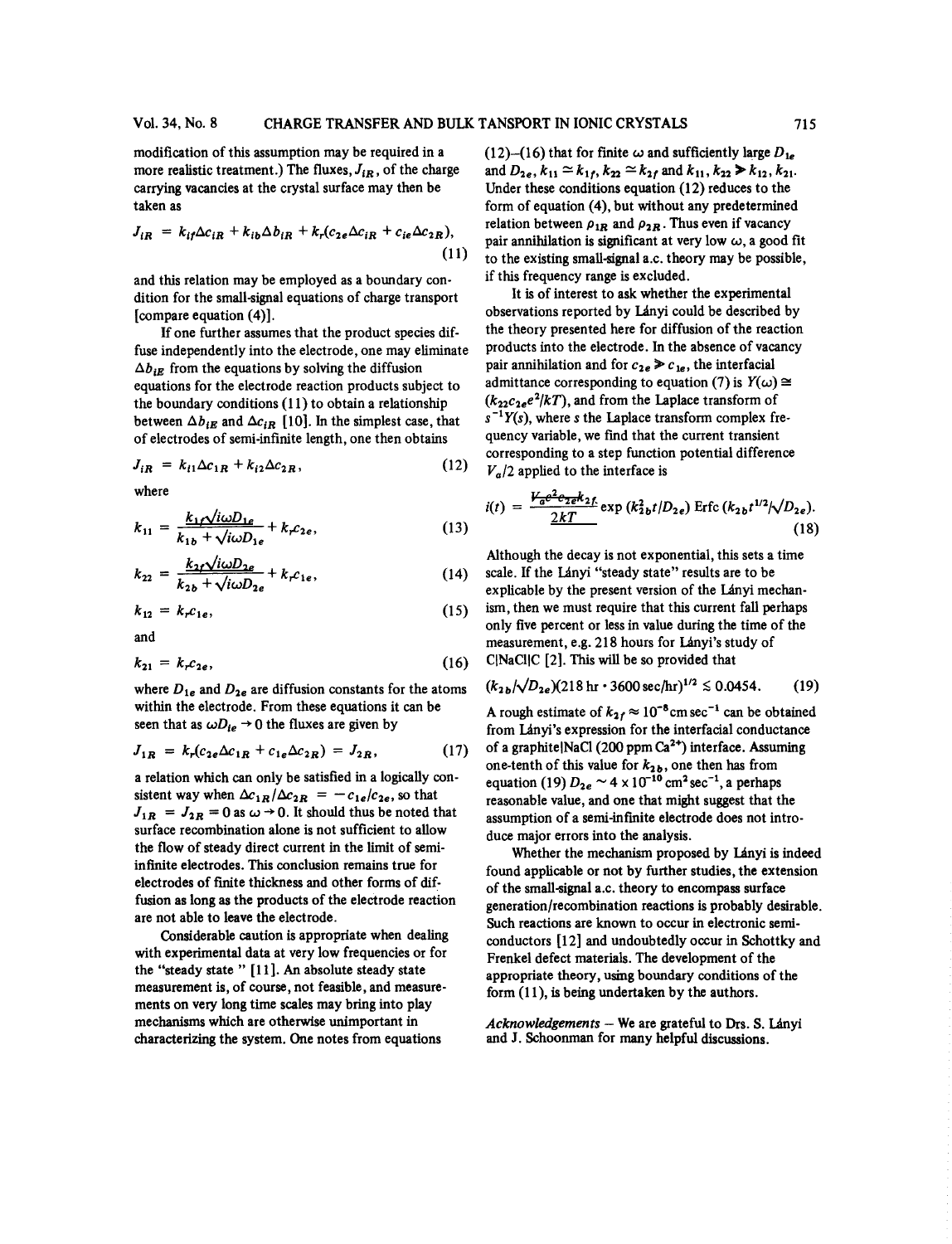modification of this assumption may be required in a more realistic treatment.) The fluxes, $J_{iR}$, of the charge carrying vacancies at the crystal surface may then be taken as

$$J_{iR} = k_{if}\Delta c_{iR} + k_{ib}\Delta b_{iR} + k_r(c_{2e}\Delta c_{iR} + c_{ie}\Delta c_{2R}), \tag{11}$$

and this relation may be employed as a boundary condition for the small-signal equations of charge transport [compare equation (4)].

If one further assumes that the product species diffuse independently into the electrode, one may eliminate $\Delta b_{iE}$ from the equations by solving the diffusion equations for the electrode reaction products subject to the boundary conditions (11) to obtain a relationship between $\Delta b_{iE}$ and $\Delta c_{iR}$ [10]. In the simplest case, that of electrodes of semi-infinite length, one then obtains

$$J_{iR} = k_{i1}\Delta c_{1R} + k_{i2}\Delta c_{2R}, \tag{12}$$

where

$$k_{11} = \frac{k_{1f}\sqrt{i\omega D_{1e}}}{k_{1b} + \sqrt{i\omega D_{1e}}} + k_r c_{2e}, \tag{13}$$

$$k_{22} = \frac{k_{2f}\sqrt{i\omega D_{2e}}}{k_{2b} + \sqrt{i\omega D_{2e}}} + k_r c_{1e}, \tag{14}$$

$$k_{12} = k_r c_{1e}, \tag{15}$$

and

$$k_{21} = k_r c_{2e}, \tag{16}$$

where $D_{1e}$ and $D_{2e}$ are diffusion constants for the atoms within the electrode. From these equations it can be seen that as $\omega D_{ie} \to 0$ the fluxes are given by

$$J_{1R} = k_r(c_{2e}\Delta c_{1R} + c_{1e}\Delta c_{2R}) = J_{2R}, \tag{17}$$

a relation which can only be satisfied in a logically consistent way when $\Delta c_{1R}/\Delta c_{2R} = -c_{1e}/c_{2e}$, so that $J_{1R} = J_{2R} = 0$ as $\omega \to 0$. It should thus be noted that surface recombination alone is not sufficient to allow the flow of steady direct current in the limit of semi-infinite electrodes. This conclusion remains true for electrodes of finite thickness and other forms of diffusion as long as the products of the electrode reaction are not able to leave the electrode.

Considerable caution is appropriate when dealing with experimental data at very low frequencies or for the "steady state" [11]. An absolute steady state measurement is, of course, not feasible, and measurements on very long time scales may bring into play mechanisms which are otherwise unimportant in characterizing the system. One notes from equations (12)–(16) that for finite $\omega$ and sufficiently large $D_{1e}$ and $D_{2e}$, $k_{11} \simeq k_{1f}$, $k_{22} \simeq k_{2f}$ and $k_{11}, k_{22} \gg k_{12}, k_{21}$. Under these conditions equation (12) reduces to the form of equation (4), but without any predetermined relation between $\rho_{1R}$ and $\rho_{2R}$. Thus even if vacancy pair annihilation is significant at very low $\omega$, a good fit to the existing small-signal a.c. theory may be possible, if this frequency range is excluded.

It is of interest to ask whether the experimental observations reported by Lányi could be described by the theory presented here for diffusion of the reaction products into the electrode. In the absence of vacancy pair annihilation and for $c_{2e} \gg c_{1e}$, the interfacial admittance corresponding to equation (7) is $Y(\omega) \cong (k_{22}c_{2e}e^2/kT)$, and from the Laplace transform of $s^{-1}Y(s)$, where $s$ the Laplace transform complex frequency variable, we find that the current transient corresponding to a step function potential difference $V_a/2$ applied to the interface is

$$i(t) = \frac{V_a e^2 c_{2e} k_{2f}}{2kT} \exp\left(k_{2b}^2 t/D_{2e}\right) \operatorname{Erfc}\left(k_{2b}t^{1/2}/\sqrt{D_{2e}}\right). \tag{18}$$

Although the decay is not exponential, this sets a time scale. If the Lányi "steady state" results are to be explicable by the present version of the Lányi mechanism, then we must require that this current fall perhaps only five percent or less in value during the time of the measurement, e.g. 218 hours for Lányi's study of C|NaCl|C [2]. This will be so provided that

$$(k_{2b}/\sqrt{D_{2e}})(218\,\text{hr} \cdot 3600\,\text{sec/hr})^{1/2} \lesssim 0.0454. \tag{19}$$

A rough estimate of $k_{2f} \approx 10^{-8}\,\text{cm sec}^{-1}$ can be obtained from Lányi's expression for the interfacial conductance of a graphite|NaCl (200 ppm $Ca^{2+}$) interface. Assuming one-tenth of this value for $k_{2b}$, one then has from equation (19) $D_{2e} \sim 4 \times 10^{-10}\,\text{cm}^2\,\text{sec}^{-1}$, a perhaps reasonable value, and one that might suggest that the assumption of a semi-infinite electrode does not introduce major errors into the analysis.

Whether the mechanism proposed by Lányi is indeed found applicable or not by further studies, the extension of the small-signal a.c. theory to encompass surface generation/recombination reactions is probably desirable. Such reactions are known to occur in electronic semiconductors [12] and undoubtedly occur in Schottky and Frenkel defect materials. The development of the appropriate theory, using boundary conditions of the form (11), is being undertaken by the authors.

*Acknowledgements* – We are grateful to Drs. S. Lányi and J. Schoonman for many helpful discussions.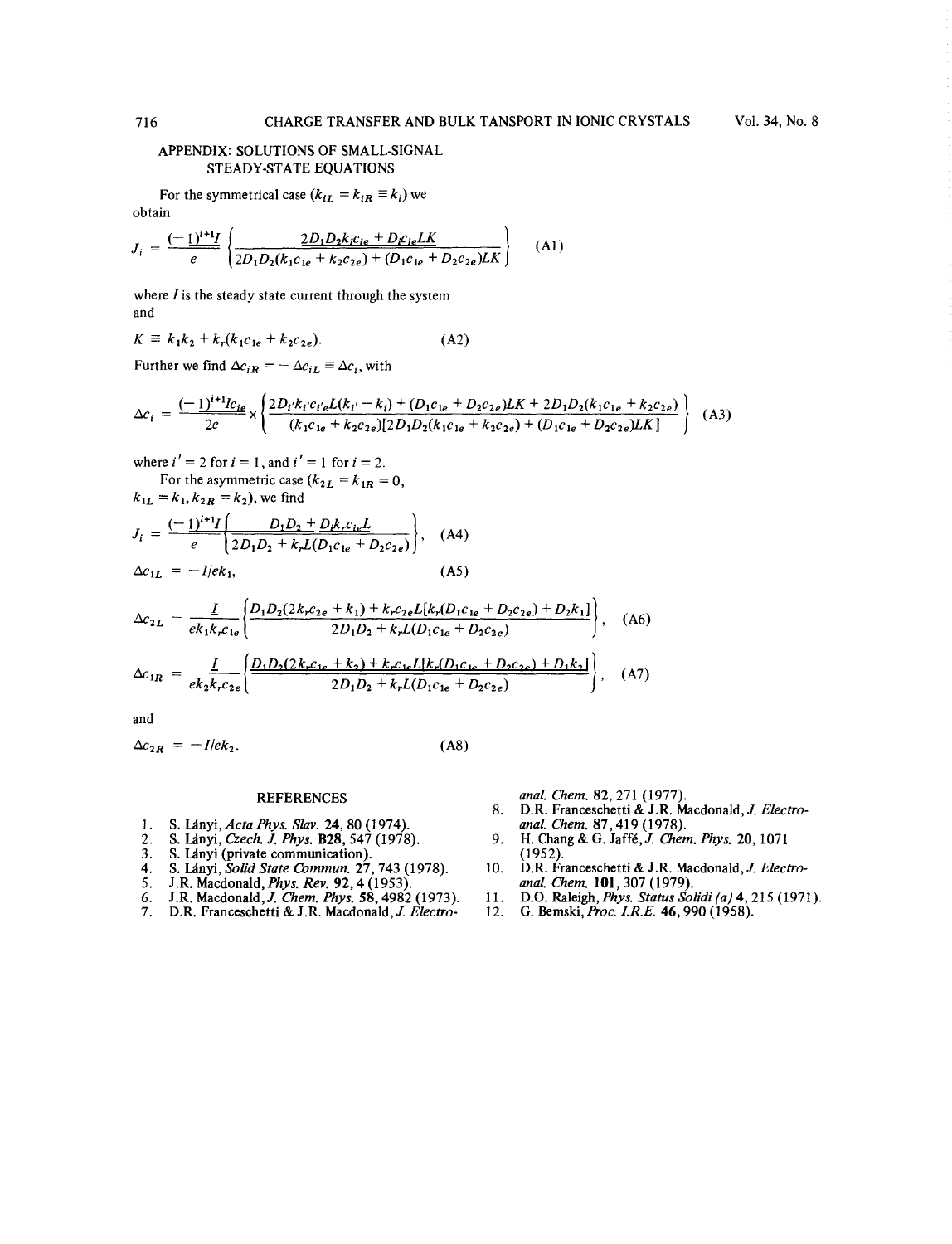## APPENDIX: SOLUTIONS OF SMALL-SIGNAL STEADY-STATE EQUATIONS

For the symmetrical case ($k_{iL} = k_{iR} \equiv k_i$) we obtain

$$J_i = \frac{(-1)^{i+1} I}{e} \left\{ \frac{2D_1 D_2 k_i c_{ie} + D_i c_{ie} L K}{2D_1 D_2 (k_1 c_{1e} + k_2 c_{2e}) + (D_1 c_{1e} + D_2 c_{2e}) L K} \right\} \quad \text{(A1)}$$

where $I$ is the steady state current through the system and

$$K \equiv k_1 k_2 + k_r (k_1 c_{1e} + k_2 c_{2e}). \quad \text{(A2)}$$

Further we find $\Delta c_{iR} = -\Delta c_{iL} \equiv \Delta c_i$, with

$$\Delta c_i = \frac{(-1)^{i+1} I c_{ie}}{2e} \times \left\{ \frac{2D_{i'} k_{i'} c_{i'e} L (k_{i'} - k_i) + (D_1 c_{1e} + D_2 c_{2e}) L K + 2D_1 D_2 (k_1 c_{1e} + k_2 c_{2e})}{(k_1 c_{1e} + k_2 c_{2e})[2D_1 D_2 (k_1 c_{1e} + k_2 c_{2e}) + (D_1 c_{1e} + D_2 c_{2e}) L K]} \right\} \quad \text{(A3)}$$

where $i' = 2$ for $i = 1$, and $i' = 1$ for $i = 2$.

For the asymmetric case ($k_{2L} = k_{1R} = 0$, $k_{1L} = k_1, k_{2R} = k_2$), we find

$$J_i = \frac{(-1)^{i+1} I}{e} \left\{ \frac{D_1 D_2 + D_i k_r c_{ie} L}{2D_1 D_2 + k_r L (D_1 c_{1e} + D_2 c_{2e})} \right\}, \quad \text{(A4)}$$

$$\Delta c_{1L} = -I/e k_1, \quad \text{(A5)}$$

$$\Delta c_{2L} = \frac{I}{e k_1 k_r c_{1e}} \left\{ \frac{D_1 D_2 (2k_r c_{2e} + k_1) + k_r c_{2e} L [k_r (D_1 c_{1e} + D_2 c_{2e}) + D_2 k_1]}{2D_1 D_2 + k_r L (D_1 c_{1e} + D_2 c_{2e})} \right\}, \quad \text{(A6)}$$

$$\Delta c_{1R} = \frac{I}{e k_2 k_r c_{2e}} \left\{ \frac{D_1 D_2 (2k_r c_{1e} + k_2) + k_r c_{1e} L [k_r (D_1 c_{1e} + D_2 c_{2e}) + D_1 k_2]}{2D_1 D_2 + k_r L (D_1 c_{1e} + D_2 c_{2e})} \right\}, \quad \text{(A7)}$$

and

$$\Delta c_{2R} = -I/e k_2. \quad \text{(A8)}$$

## REFERENCES

1. S. Lányi, *Acta Phys. Slav.* **24**, 80 (1974).
2. S. Lányi, *Czech. J. Phys.* **B28**, 547 (1978).
3. S. Lányi (private communication).
4. S. Lányi, *Solid State Commun.* **27**, 743 (1978).
5. J.R. Macdonald, *Phys. Rev.* **92**, 4 (1953).
6. J.R. Macdonald, *J. Chem. Phys.* **58**, 4982 (1973).
7. D.R. Franceschetti & J.R. Macdonald, *J. Electroanal. Chem.* **82**, 271 (1977).
8. D.R. Franceschetti & J.R. Macdonald, *J. Electroanal. Chem.* **87**, 419 (1978).
9. H. Chang & G. Jaffé, *J. Chem. Phys.* **20**, 1071 (1952).
10. D.R. Franceschetti & J.R. Macdonald, *J. Electroanal. Chem.* **101**, 307 (1979).
11. D.O. Raleigh, *Phys. Status Solidi (a)* **4**, 215 (1971).
12. G. Bemski, *Proc. I.R.E.* **46**, 990 (1958).